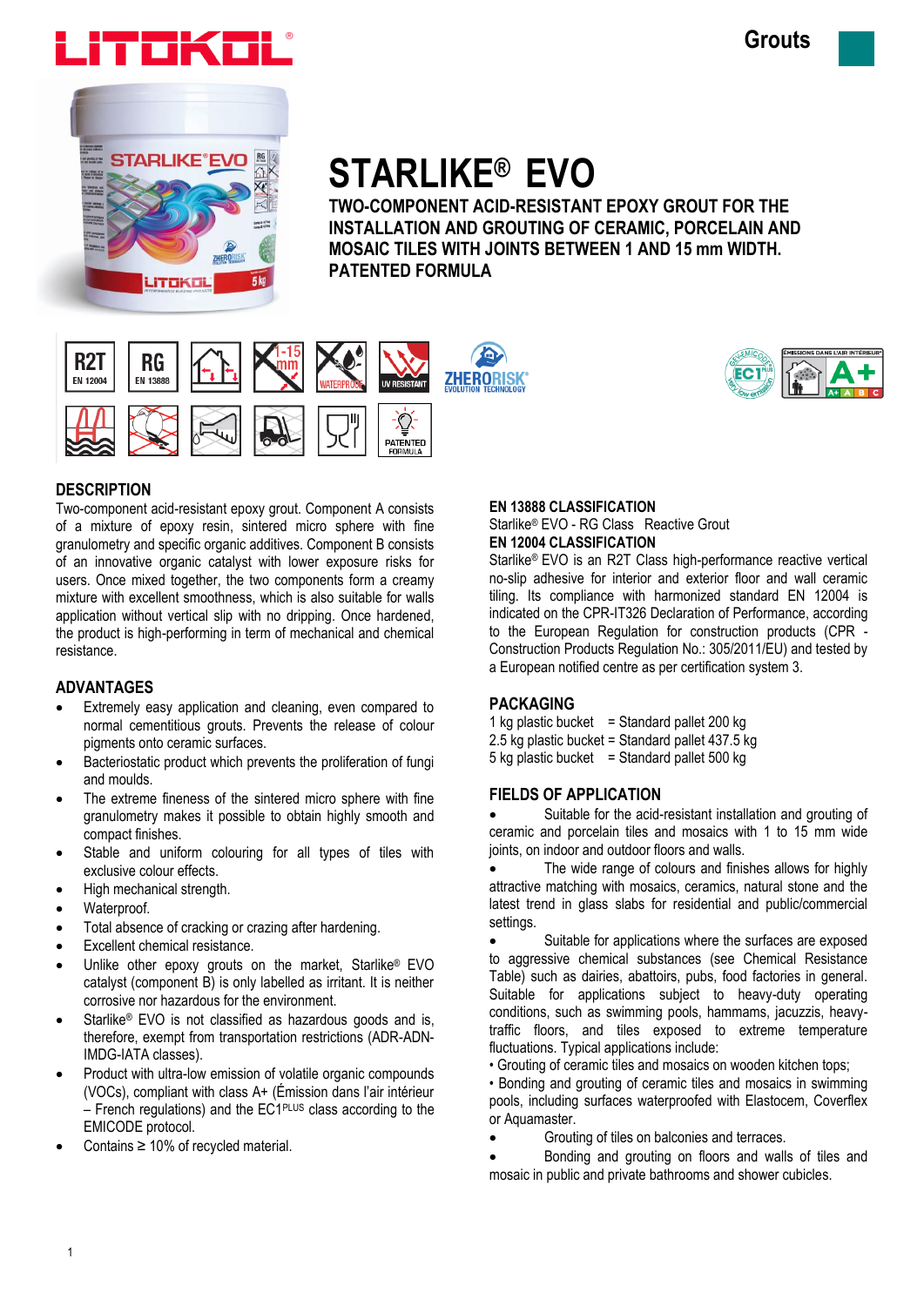Grouts

# STARLIKE® EVO

## TWO-COMPONENT ACID-RESISTANT EPOXY GROUT FOR THE INSTALLATION AND GROUTING OF CERAMIC, PORCELAIN AND MOSAIC TILES WITH JOINTS BETWEEN 1 AND 15 mm WIDTH. PATENTED FORMULA

## DESCRIPTION

Two-component acid-resistant epoxy grout. Component A consists of a mixture of epoxy resin, sintered micro sphere with fine granulometry and specific organic additives. Component B consists of an innovative organic catalyst with lower exposure risks for users. Once mixed together, the two components form a creamy mixture with excellent smoothness, which is also suitable for walls application without vertical slip with no dripping. Once hardened, the product is high-performing in term of mechanical and chemical resistance.

## ADVANTAGES

- Extremely easy application and cleaning, even compared to normal cementitious grouts. Prevents the release of colour pigments onto ceramic surfaces.
- Bacteriostatic product which prevents the proliferation of fungi and moulds.
- The extreme fineness of the sintered micro sphere with fine granulometry makes it possible to obtain highly smooth and compact finishes.
- Stable and uniform colouring for all types of tiles with exclusive colour effects.
- High mechanical strength.
- Waterproof.
- Total absence of cracking or crazing after hardening.
- Excellent chemical resistance.
- Unlike other epoxy grouts on the market, Starlike® EVO catalyst (component B) is only labelled as irritant. It is neither corrosive nor hazardous for the environment.
- Starlike® EVO is not classified as hazardous goods and is, therefore, exempt from transportation restrictions (ADR-ADN-IMDG-IATA classes).
- Product with ultra-low emission of volatile organic compounds (VOCs), compliant with class A+ (Émission dans l'air intérieur – French regulations) and the EC1PLUS class according to the EMICODE protocol.
- Contains ≥ 10% of recycled material.

## EN 13888 CLASSIFICATION

Starlike® EVO - RG Class Reactive Grout

## EN 12004 CLASSIFICATION

Starlike® EVO is an R2T Class high-performance reactive vertical no-slip adhesive for interior and exterior floor and wall ceramic tiling. Its compliance with harmonized standard EN 12004 is indicated on the CPR-IT326 Declaration of Performance, according to the European Regulation for construction products (CPR - Construction Products Regulation No.: 305/2011/EU) and tested by a European notified centre as per certification system 3.

## PACKAGING

1 kg plastic bucket = Standard pallet 200 kg
2.5 kg plastic bucket = Standard pallet 437.5 kg
5 kg plastic bucket = Standard pallet 500 kg

## FIELDS OF APPLICATION

- Suitable for the acid-resistant installation and grouting of ceramic and porcelain tiles and mosaics with 1 to 15 mm wide joints, on indoor and outdoor floors and walls.
- The wide range of colours and finishes allows for highly attractive matching with mosaics, ceramics, natural stone and the latest trend in glass slabs for residential and public/commercial settings.
- Suitable for applications where the surfaces are exposed to aggressive chemical substances (see Chemical Resistance Table) such as dairies, abattoirs, pubs, food factories in general. Suitable for applications subject to heavy-duty operating conditions, such as swimming pools, hammams, jacuzzis, heavy-traffic floors, and tiles exposed to extreme temperature fluctuations. Typical applications include:
  - Grouting of ceramic tiles and mosaics on wooden kitchen tops;
  - Bonding and grouting of ceramic tiles and mosaics in swimming pools, including surfaces waterproofed with Elastocem, Coverflex or Aquamaster.
- Grouting of tiles on balconies and terraces.
- Bonding and grouting on floors and walls of tiles and mosaic in public and private bathrooms and shower cubicles.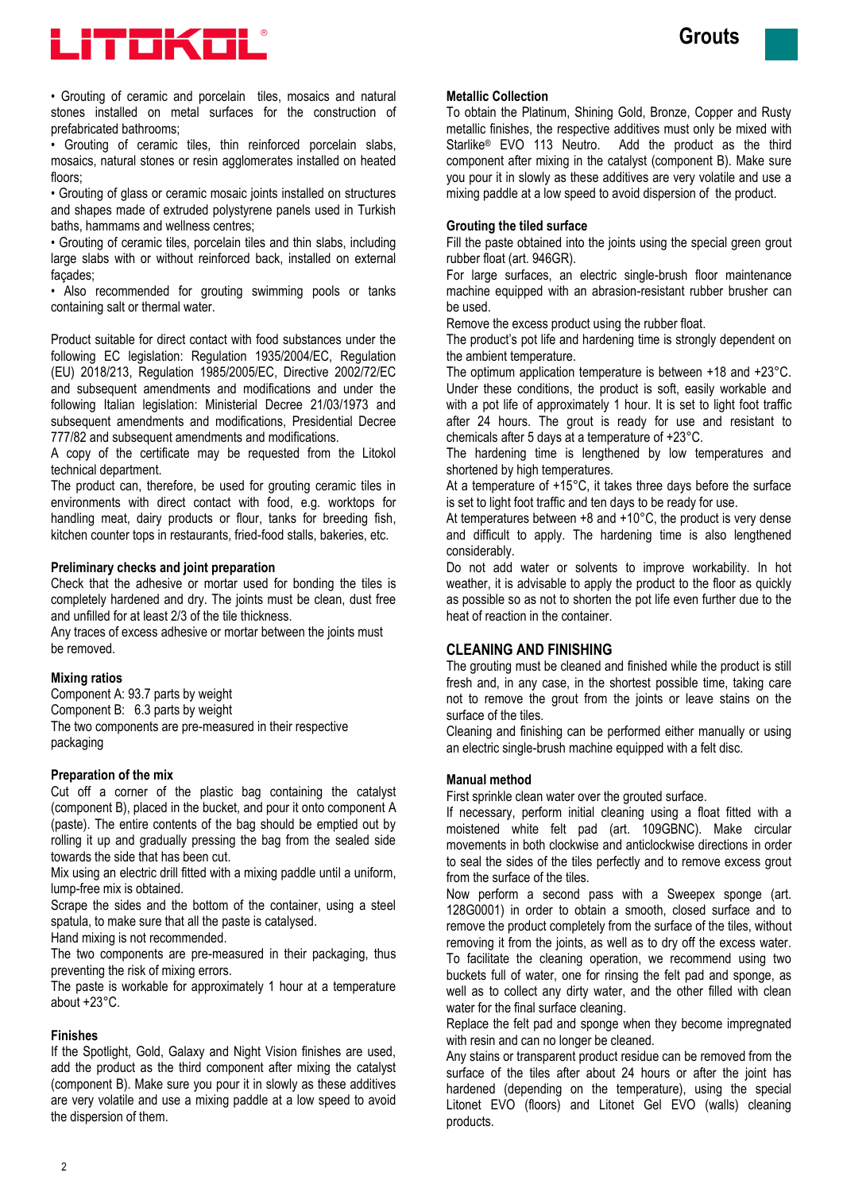- Grouting of ceramic and porcelain tiles, mosaics and natural stones installed on metal surfaces for the construction of prefabricated bathrooms;
- Grouting of ceramic tiles, thin reinforced porcelain slabs, mosaics, natural stones or resin agglomerates installed on heated floors;
- Grouting of glass or ceramic mosaic joints installed on structures and shapes made of extruded polystyrene panels used in Turkish baths, hammams and wellness centres;
- Grouting of ceramic tiles, porcelain tiles and thin slabs, including large slabs with or without reinforced back, installed on external façades;
- Also recommended for grouting swimming pools or tanks containing salt or thermal water.

Product suitable for direct contact with food substances under the following EC legislation: Regulation 1935/2004/EC, Regulation (EU) 2018/213, Regulation 1985/2005/EC, Directive 2002/72/EC and subsequent amendments and modifications and under the following Italian legislation: Ministerial Decree 21/03/1973 and subsequent amendments and modifications, Presidential Decree 777/82 and subsequent amendments and modifications.
A copy of the certificate may be requested from the Litokol technical department.
The product can, therefore, be used for grouting ceramic tiles in environments with direct contact with food, e.g. worktops for handling meat, dairy products or flour, tanks for breeding fish, kitchen counter tops in restaurants, fried-food stalls, bakeries, etc.

**Preliminary checks and joint preparation**

Check that the adhesive or mortar used for bonding the tiles is completely hardened and dry. The joints must be clean, dust free and unfilled for at least 2/3 of the tile thickness.
Any traces of excess adhesive or mortar between the joints must be removed.

**Mixing ratios**

Component A: 93.7 parts by weight
Component B: 6.3 parts by weight
The two components are pre-measured in their respective packaging

**Preparation of the mix**

Cut off a corner of the plastic bag containing the catalyst (component B), placed in the bucket, and pour it onto component A (paste). The entire contents of the bag should be emptied out by rolling it up and gradually pressing the bag from the sealed side towards the side that has been cut.
Mix using an electric drill fitted with a mixing paddle until a uniform, lump-free mix is obtained.
Scrape the sides and the bottom of the container, using a steel spatula, to make sure that all the paste is catalysed.
Hand mixing is not recommended.
The two components are pre-measured in their packaging, thus preventing the risk of mixing errors.
The paste is workable for approximately 1 hour at a temperature about +23°C.

**Finishes**

If the Spotlight, Gold, Galaxy and Night Vision finishes are used, add the product as the third component after mixing the catalyst (component B). Make sure you pour it in slowly as these additives are very volatile and use a mixing paddle at a low speed to avoid the dispersion of them.

**Metallic Collection**

To obtain the Platinum, Shining Gold, Bronze, Copper and Rusty metallic finishes, the respective additives must only be mixed with Starlike® EVO 113 Neutro. Add the product as the third component after mixing in the catalyst (component B). Make sure you pour it in slowly as these additives are very volatile and use a mixing paddle at a low speed to avoid dispersion of the product.

**Grouting the tiled surface**

Fill the paste obtained into the joints using the special green grout rubber float (art. 946GR).
For large surfaces, an electric single-brush floor maintenance machine equipped with an abrasion-resistant rubber brusher can be used.
Remove the excess product using the rubber float.
The product's pot life and hardening time is strongly dependent on the ambient temperature.
The optimum application temperature is between +18 and +23°C. Under these conditions, the product is soft, easily workable and with a pot life of approximately 1 hour. It is set to light foot traffic after 24 hours. The grout is ready for use and resistant to chemicals after 5 days at a temperature of +23°C.
The hardening time is lengthened by low temperatures and shortened by high temperatures.
At a temperature of +15°C, it takes three days before the surface is set to light foot traffic and ten days to be ready for use.
At temperatures between +8 and +10°C, the product is very dense and difficult to apply. The hardening time is also lengthened considerably.
Do not add water or solvents to improve workability. In hot weather, it is advisable to apply the product to the floor as quickly as possible so as not to shorten the pot life even further due to the heat of reaction in the container.

## CLEANING AND FINISHING

The grouting must be cleaned and finished while the product is still fresh and, in any case, in the shortest possible time, taking care not to remove the grout from the joints or leave stains on the surface of the tiles.
Cleaning and finishing can be performed either manually or using an electric single-brush machine equipped with a felt disc.

**Manual method**

First sprinkle clean water over the grouted surface.
If necessary, perform initial cleaning using a float fitted with a moistened white felt pad (art. 109GBNC). Make circular movements in both clockwise and anticlockwise directions in order to seal the sides of the tiles perfectly and to remove excess grout from the surface of the tiles.
Now perform a second pass with a Sweepex sponge (art. 128G0001) in order to obtain a smooth, closed surface and to remove the product completely from the surface of the tiles, without removing it from the joints, as well as to dry off the excess water. To facilitate the cleaning operation, we recommend using two buckets full of water, one for rinsing the felt pad and sponge, as well as to collect any dirty water, and the other filled with clean water for the final surface cleaning.
Replace the felt pad and sponge when they become impregnated with resin and can no longer be cleaned.
Any stains or transparent product residue can be removed from the surface of the tiles after about 24 hours or after the joint has hardened (depending on the temperature), using the special Litonet EVO (floors) and Litonet Gel EVO (walls) cleaning products.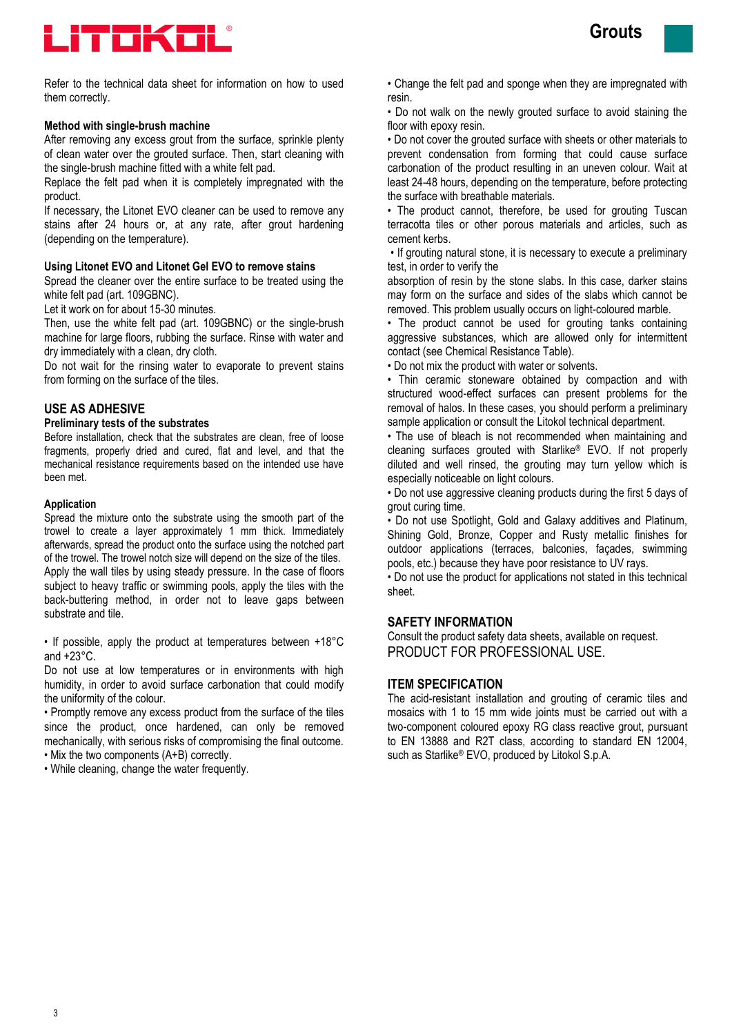Refer to the technical data sheet for information on how to used them correctly.

**Method with single-brush machine**

After removing any excess grout from the surface, sprinkle plenty of clean water over the grouted surface. Then, start cleaning with the single-brush machine fitted with a white felt pad.

Replace the felt pad when it is completely impregnated with the product.

If necessary, the Litonet EVO cleaner can be used to remove any stains after 24 hours or, at any rate, after grout hardening (depending on the temperature).

**Using Litonet EVO and Litonet Gel EVO to remove stains**

Spread the cleaner over the entire surface to be treated using the white felt pad (art. 109GBNC).

Let it work on for about 15-30 minutes.

Then, use the white felt pad (art. 109GBNC) or the single-brush machine for large floors, rubbing the surface. Rinse with water and dry immediately with a clean, dry cloth.

Do not wait for the rinsing water to evaporate to prevent stains from forming on the surface of the tiles.

## USE AS ADHESIVE

### Preliminary tests of the substrates

Before installation, check that the substrates are clean, free of loose fragments, properly dried and cured, flat and level, and that the mechanical resistance requirements based on the intended use have been met.

**Application**

Spread the mixture onto the substrate using the smooth part of the trowel to create a layer approximately 1 mm thick. Immediately afterwards, spread the product onto the surface using the notched part of the trowel. The trowel notch size will depend on the size of the tiles.

Apply the wall tiles by using steady pressure. In the case of floors subject to heavy traffic or swimming pools, apply the tiles with the back-buttering method, in order not to leave gaps between substrate and tile.

• If possible, apply the product at temperatures between +18°C and +23°C.

Do not use at low temperatures or in environments with high humidity, in order to avoid surface carbonation that could modify the uniformity of the colour.

• Promptly remove any excess product from the surface of the tiles since the product, once hardened, can only be removed mechanically, with serious risks of compromising the final outcome.

• Mix the two components (A+B) correctly.

• While cleaning, change the water frequently.

• Change the felt pad and sponge when they are impregnated with resin.

• Do not walk on the newly grouted surface to avoid staining the floor with epoxy resin.

• Do not cover the grouted surface with sheets or other materials to prevent condensation from forming that could cause surface carbonation of the product resulting in an uneven colour. Wait at least 24-48 hours, depending on the temperature, before protecting the surface with breathable materials.

• The product cannot, therefore, be used for grouting Tuscan terracotta tiles or other porous materials and articles, such as cement kerbs.

• If grouting natural stone, it is necessary to execute a preliminary test, in order to verify the absorption of resin by the stone slabs. In this case, darker stains may form on the surface and sides of the slabs which cannot be removed. This problem usually occurs on light-coloured marble.

• The product cannot be used for grouting tanks containing aggressive substances, which are allowed only for intermittent contact (see Chemical Resistance Table).

• Do not mix the product with water or solvents.

• Thin ceramic stoneware obtained by compaction and with structured wood-effect surfaces can present problems for the removal of halos. In these cases, you should perform a preliminary sample application or consult the Litokol technical department.

• The use of bleach is not recommended when maintaining and cleaning surfaces grouted with Starlike® EVO. If not properly diluted and well rinsed, the grouting may turn yellow which is especially noticeable on light colours.

• Do not use aggressive cleaning products during the first 5 days of grout curing time.

• Do not use Spotlight, Gold and Galaxy additives and Platinum, Shining Gold, Bronze, Copper and Rusty metallic finishes for outdoor applications (terraces, balconies, façades, swimming pools, etc.) because they have poor resistance to UV rays.

• Do not use the product for applications not stated in this technical sheet.

## SAFETY INFORMATION

Consult the product safety data sheets, available on request.

PRODUCT FOR PROFESSIONAL USE.

## ITEM SPECIFICATION

The acid-resistant installation and grouting of ceramic tiles and mosaics with 1 to 15 mm wide joints must be carried out with a two-component coloured epoxy RG class reactive grout, pursuant to EN 13888 and R2T class, according to standard EN 12004, such as Starlike® EVO, produced by Litokol S.p.A.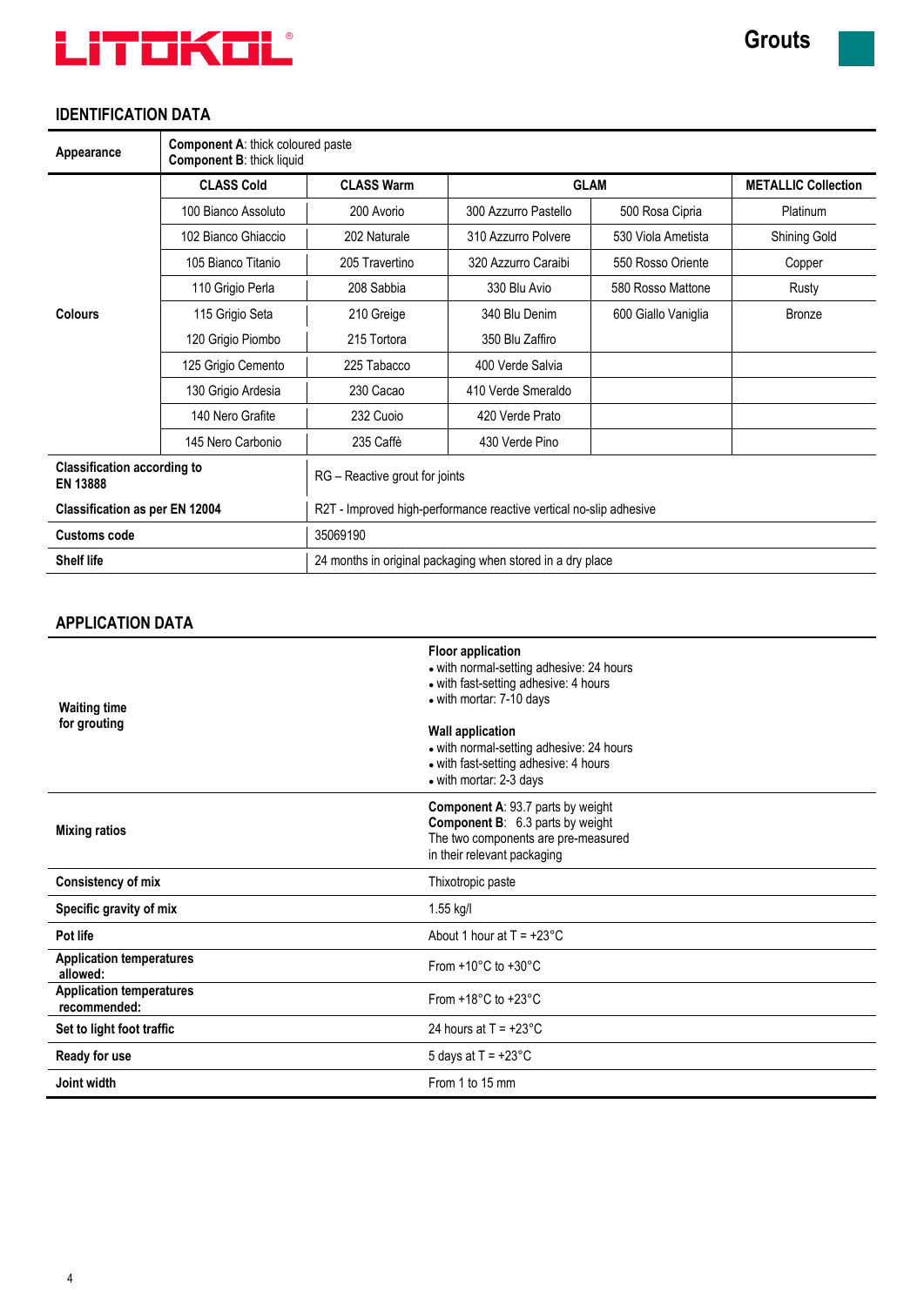## IDENTIFICATION DATA

| Appearance | **Component A**: thick coloured paste<br>**Component B**: thick liquid | | | | |
|---|---|---|---|---|---|
| | **CLASS Cold** | **CLASS Warm** | **GLAM** | | **METALLIC Collection** |
| | 100 Bianco Assoluto | 200 Avorio | 300 Azzurro Pastello | 500 Rosa Cipria | Platinum |
| | 102 Bianco Ghiaccio | 202 Naturale | 310 Azzurro Polvere | 530 Viola Ametista | Shining Gold |
| | 105 Bianco Titanio | 205 Travertino | 320 Azzurro Caraibi | 550 Rosso Oriente | Copper |
| | 110 Grigio Perla | 208 Sabbia | 330 Blu Avio | 580 Rosso Mattone | Rusty |
| **Colours** | 115 Grigio Seta | 210 Greige | 340 Blu Denim | 600 Giallo Vaniglia | Bronze |
| | 120 Grigio Piombo | 215 Tortora | 350 Blu Zaffiro | | |
| | 125 Grigio Cemento | 225 Tabacco | 400 Verde Salvia | | |
| | 130 Grigio Ardesia | 230 Cacao | 410 Verde Smeraldo | | |
| | 140 Nero Grafite | 232 Cuoio | 420 Verde Prato | | |
| | 145 Nero Carbonio | 235 Caffè | 430 Verde Pino | | |

| | |
|---|---|
| **Classification according to EN 13888** | RG – Reactive grout for joints |
| **Classification as per EN 12004** | R2T - Improved high-performance reactive vertical no-slip adhesive |
| **Customs code** | 35069190 |
| **Shelf life** | 24 months in original packaging when stored in a dry place |

## APPLICATION DATA

| | |
|---|---|
| **Waiting time for grouting** | **Floor application**<br>• with normal-setting adhesive: 24 hours<br>• with fast-setting adhesive: 4 hours<br>• with mortar: 7-10 days<br><br>**Wall application**<br>• with normal-setting adhesive: 24 hours<br>• with fast-setting adhesive: 4 hours<br>• with mortar: 2-3 days |
| **Mixing ratios** | **Component A**: 93.7 parts by weight<br>**Component B**: 6.3 parts by weight<br>The two components are pre-measured in their relevant packaging |
| **Consistency of mix** | Thixotropic paste |
| **Specific gravity of mix** | 1.55 kg/l |
| **Pot life** | About 1 hour at T = +23°C |
| **Application temperatures allowed:** | From +10°C to +30°C |
| **Application temperatures recommended:** | From +18°C to +23°C |
| **Set to light foot traffic** | 24 hours at T = +23°C |
| **Ready for use** | 5 days at T = +23°C |
| **Joint width** | From 1 to 15 mm |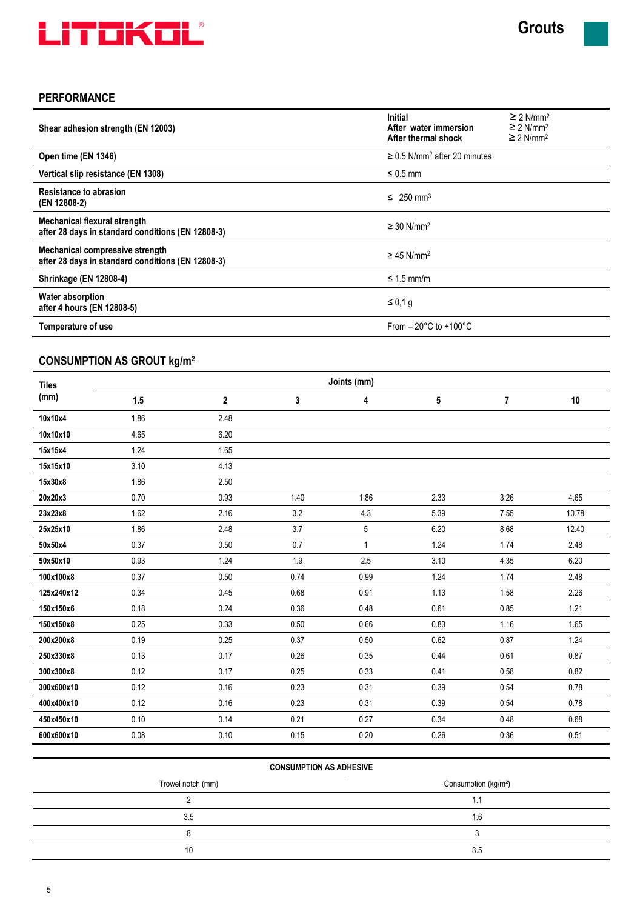## PERFORMANCE

| | | |
|---|---|---|
| **Shear adhesion strength (EN 12003)** | **Initial**<br>**After water immersion**<br>**After thermal shock** | ≥ 2 N/mm²<br>≥ 2 N/mm²<br>≥ 2 N/mm² |
| **Open time (EN 1346)** | ≥ 0.5 N/mm² after 20 minutes | |
| **Vertical slip resistance (EN 1308)** | ≤ 0.5 mm | |
| **Resistance to abrasion (EN 12808-2)** | ≤ 250 mm³ | |
| **Mechanical flexural strength after 28 days in standard conditions (EN 12808-3)** | ≥ 30 N/mm² | |
| **Mechanical compressive strength after 28 days in standard conditions (EN 12808-3)** | ≥ 45 N/mm² | |
| **Shrinkage (EN 12808-4)** | ≤ 1.5 mm/m | |
| **Water absorption after 4 hours (EN 12808-5)** | ≤ 0,1 g | |
| **Temperature of use** | From – 20°C to +100°C | |

## CONSUMPTION AS GROUT kg/m²

| Tiles (mm) | Joints (mm) | | | | | | |
|---|---|---|---|---|---|---|---|
| | **1.5** | **2** | **3** | **4** | **5** | **7** | **10** |
| **10x10x4** | 1.86 | 2.48 | | | | | |
| **10x10x10** | 4.65 | 6.20 | | | | | |
| **15x15x4** | 1.24 | 1.65 | | | | | |
| **15x15x10** | 3.10 | 4.13 | | | | | |
| **15x30x8** | 1.86 | 2.50 | | | | | |
| **20x20x3** | 0.70 | 0.93 | 1.40 | 1.86 | 2.33 | 3.26 | 4.65 |
| **23x23x8** | 1.62 | 2.16 | 3.2 | 4.3 | 5.39 | 7.55 | 10.78 |
| **25x25x10** | 1.86 | 2.48 | 3.7 | 5 | 6.20 | 8.68 | 12.40 |
| **50x50x4** | 0.37 | 0.50 | 0.7 | 1 | 1.24 | 1.74 | 2.48 |
| **50x50x10** | 0.93 | 1.24 | 1.9 | 2.5 | 3.10 | 4.35 | 6.20 |
| **100x100x8** | 0.37 | 0.50 | 0.74 | 0.99 | 1.24 | 1.74 | 2.48 |
| **125x240x12** | 0.34 | 0.45 | 0.68 | 0.91 | 1.13 | 1.58 | 2.26 |
| **150x150x6** | 0.18 | 0.24 | 0.36 | 0.48 | 0.61 | 0.85 | 1.21 |
| **150x150x8** | 0.25 | 0.33 | 0.50 | 0.66 | 0.83 | 1.16 | 1.65 |
| **200x200x8** | 0.19 | 0.25 | 0.37 | 0.50 | 0.62 | 0.87 | 1.24 |
| **250x330x8** | 0.13 | 0.17 | 0.26 | 0.35 | 0.44 | 0.61 | 0.87 |
| **300x300x8** | 0.12 | 0.17 | 0.25 | 0.33 | 0.41 | 0.58 | 0.82 |
| **300x600x10** | 0.12 | 0.16 | 0.23 | 0.31 | 0.39 | 0.54 | 0.78 |
| **400x400x10** | 0.12 | 0.16 | 0.23 | 0.31 | 0.39 | 0.54 | 0.78 |
| **450x450x10** | 0.10 | 0.14 | 0.21 | 0.27 | 0.34 | 0.48 | 0.68 |
| **600x600x10** | 0.08 | 0.10 | 0.15 | 0.20 | 0.26 | 0.36 | 0.51 |

**CONSUMPTION AS ADHESIVE**

| Trowel notch (mm) | Consumption (kg/m²) |
|---|---|
| 2 | 1.1 |
| 3.5 | 1.6 |
| 8 | 3 |
| 10 | 3.5 |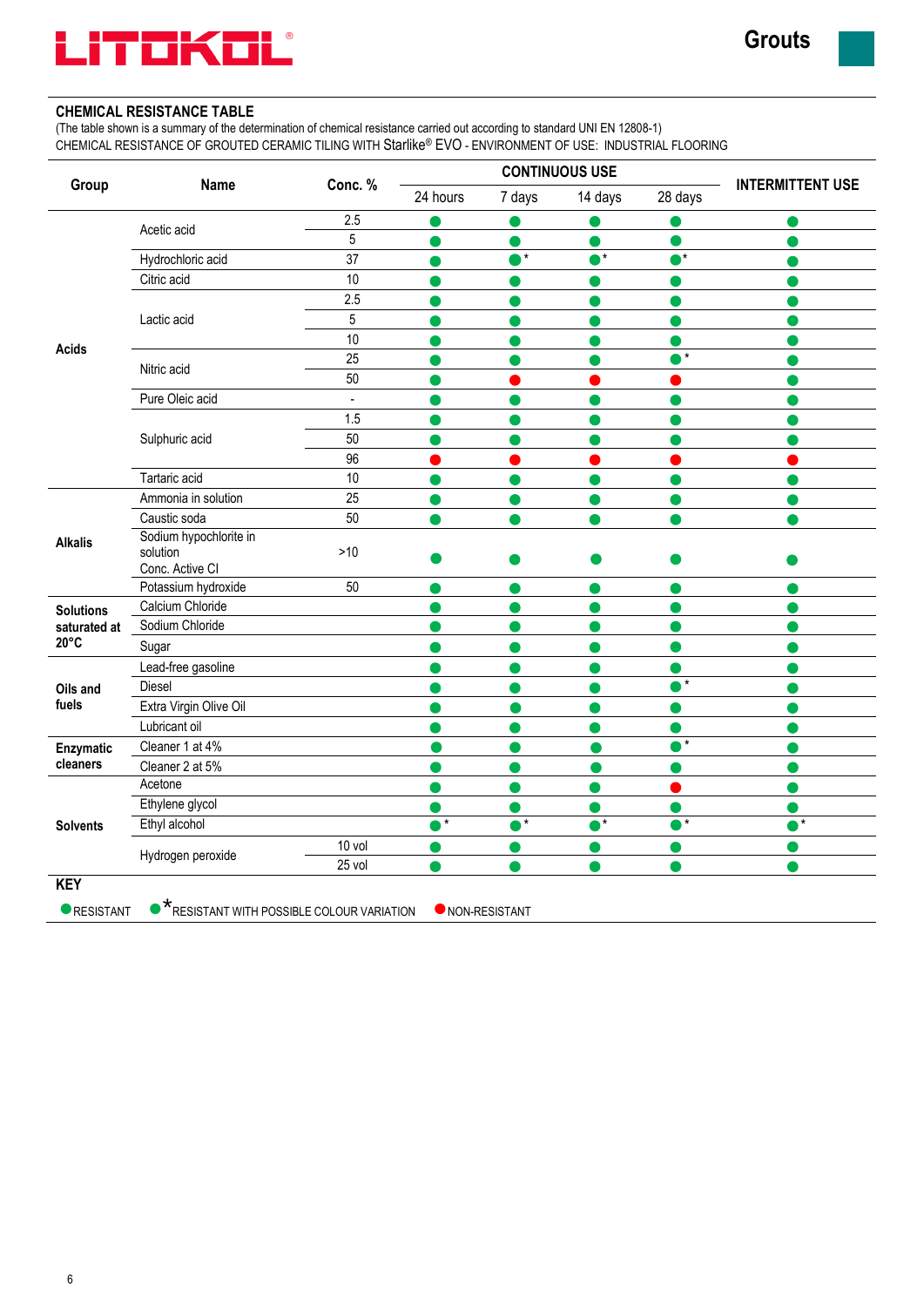## CHEMICAL RESISTANCE TABLE

(The table shown is a summary of the determination of chemical resistance carried out according to standard UNI EN 12808-1)

CHEMICAL RESISTANCE OF GROUTED CERAMIC TILING WITH Starlike® EVO - ENVIRONMENT OF USE: INDUSTRIAL FLOORING

| Group | Name | Conc. % | CONTINUOUS USE | | | | INTERMITTENT USE |
|---|---|---|---|---|---|---|---|
| | | | 24 hours | 7 days | 14 days | 28 days | |
| Acids | Acetic acid | 2.5 | 🟢 | 🟢 | 🟢 | 🟢 | 🟢 |
| | | 5 | 🟢 | 🟢 | 🟢 | 🟢 | 🟢 |
| | Hydrochloric acid | 37 | 🟢 | 🟢* | 🟢* | 🟢* | 🟢 |
| | Citric acid | 10 | 🟢 | 🟢 | 🟢 | 🟢 | 🟢 |
| | Lactic acid | 2.5 | 🟢 | 🟢 | 🟢 | 🟢 | 🟢 |
| | | 5 | 🟢 | 🟢 | 🟢 | 🟢 | 🟢 |
| | | 10 | 🟢 | 🟢 | 🟢 | 🟢 | 🟢 |
| | Nitric acid | 25 | 🟢 | 🟢 | 🟢 | 🟢* | 🟢 |
| | | 50 | 🟢 | 🔴 | 🔴 | 🔴 | 🟢 |
| | Pure Oleic acid | - | 🟢 | 🟢 | 🟢 | 🟢 | 🟢 |
| | Sulphuric acid | 1.5 | 🟢 | 🟢 | 🟢 | 🟢 | 🟢 |
| | | 50 | 🟢 | 🟢 | 🟢 | 🟢 | 🟢 |
| | | 96 | 🔴 | 🔴 | 🔴 | 🔴 | 🔴 |
| | Tartaric acid | 10 | 🟢 | 🟢 | 🟢 | 🟢 | 🟢 |
| Alkalis | Ammonia in solution | 25 | 🟢 | 🟢 | 🟢 | 🟢 | 🟢 |
| | Caustic soda | 50 | 🟢 | 🟢 | 🟢 | 🟢 | 🟢 |
| | Sodium hypochlorite in solution Conc. Active Cl | >10 | 🟢 | 🟢 | 🟢 | 🟢 | 🟢 |
| | Potassium hydroxide | 50 | 🟢 | 🟢 | 🟢 | 🟢 | 🟢 |
| Solutions saturated at 20°C | Calcium Chloride | | 🟢 | 🟢 | 🟢 | 🟢 | 🟢 |
| | Sodium Chloride | | 🟢 | 🟢 | 🟢 | 🟢 | 🟢 |
| | Sugar | | 🟢 | 🟢 | 🟢 | 🟢 | 🟢 |
| Oils and fuels | Lead-free gasoline | | 🟢 | 🟢 | 🟢 | 🟢 | 🟢 |
| | Diesel | | 🟢 | 🟢 | 🟢 | 🟢* | 🟢 |
| | Extra Virgin Olive Oil | | 🟢 | 🟢 | 🟢 | 🟢 | 🟢 |
| | Lubricant oil | | 🟢 | 🟢 | 🟢 | 🟢 | 🟢 |
| Enzymatic cleaners | Cleaner 1 at 4% | | 🟢 | 🟢 | 🟢 | 🟢* | 🟢 |
| | Cleaner 2 at 5% | | 🟢 | 🟢 | 🟢 | 🟢 | 🟢 |
| Solvents | Acetone | | 🟢 | 🟢 | 🟢 | 🔴 | 🟢 |
| | Ethylene glycol | | 🟢 | 🟢 | 🟢 | 🟢 | 🟢 |
| | Ethyl alcohol | | 🟢* | 🟢* | 🟢* | 🟢* | 🟢* |
| | Hydrogen peroxide | 10 vol | 🟢 | 🟢 | 🟢 | 🟢 | 🟢 |
| | | 25 vol | 🟢 | 🟢 | 🟢 | 🟢 | 🟢 |

**KEY**

🟢 RESISTANT   🟢* RESISTANT WITH POSSIBLE COLOUR VARIATION   🔴 NON-RESISTANT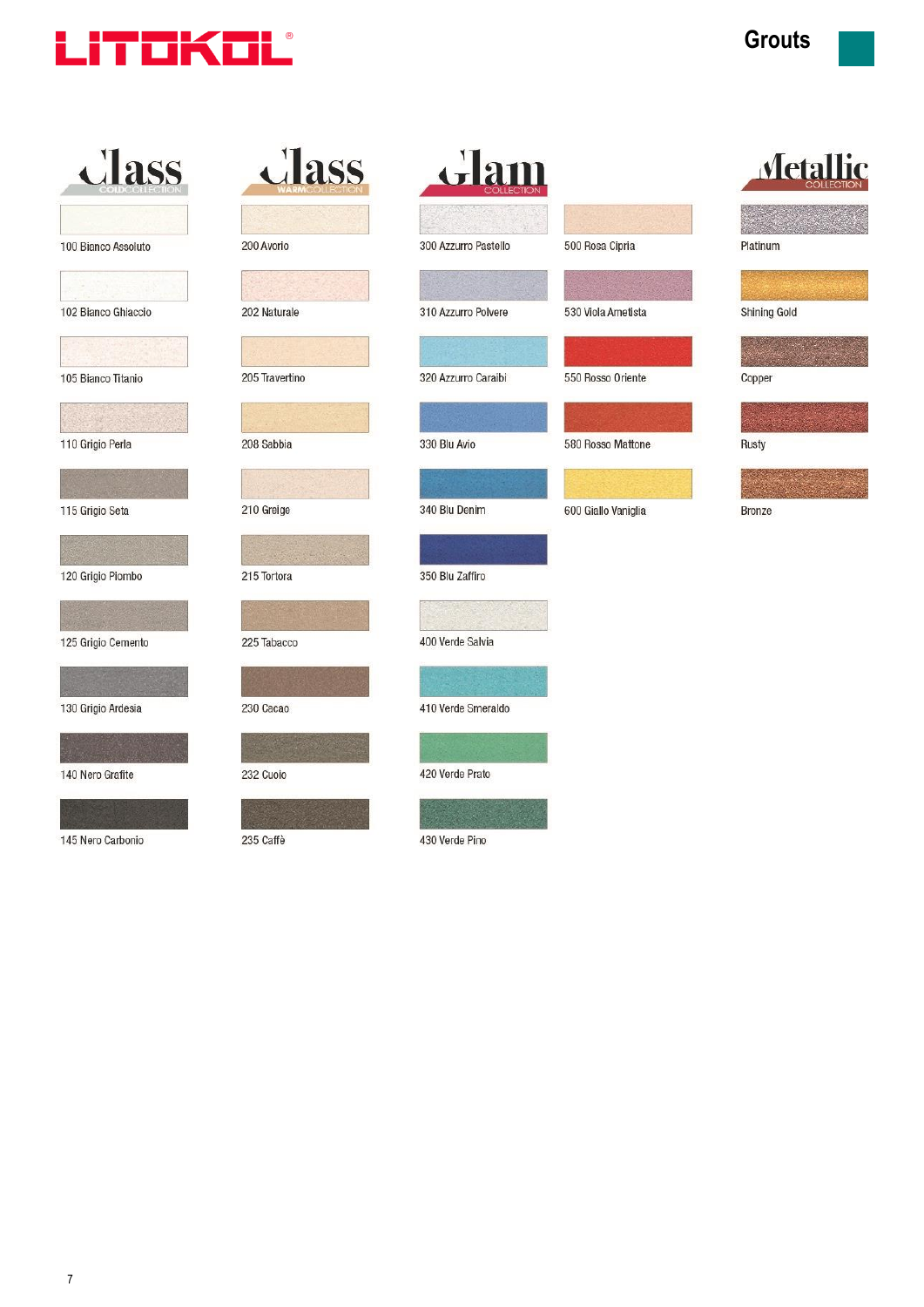# Grouts

## Class COLD COLLECTION

- 100 Bianco Assoluto
- 102 Bianco Ghiaccio
- 105 Bianco Titanio
- 110 Grigio Perla
- 115 Grigio Seta
- 120 Grigio Piombo
- 125 Grigio Cemento
- 130 Grigio Ardesia
- 140 Nero Grafite
- 145 Nero Carbonio

## Class WARM COLLECTION

- 200 Avorio
- 202 Naturale
- 205 Travertino
- 208 Sabbia
- 210 Greige
- 215 Tortora
- 225 Tabacco
- 230 Cacao
- 232 Cuoio
- 235 Caffè

## Glam COLLECTION

- 300 Azzurro Pastello
- 310 Azzurro Polvere
- 320 Azzurro Caraibi
- 330 Blu Avio
- 340 Blu Denim
- 350 Blu Zaffiro
- 400 Verde Salvia
- 410 Verde Smeraldo
- 420 Verde Prato
- 430 Verde Pino
- 500 Rosa Cipria
- 530 Viola Ametista
- 550 Rosso Oriente
- 580 Rosso Mattone
- 600 Giallo Vaniglia

## Metallic COLLECTION

- Platinum
- Shining Gold
- Copper
- Rusty
- Bronze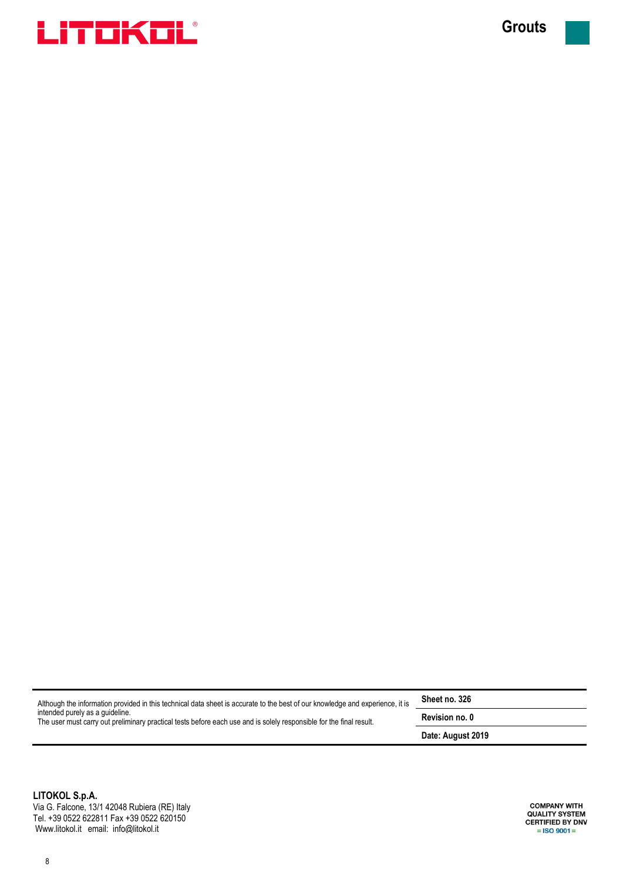| | |
|---|---|
| Although the information provided in this technical data sheet is accurate to the best of our knowledge and experience, it is intended purely as a guideline. The user must carry out preliminary practical tests before each use and is solely responsible for the final result. | **Sheet no. 326** |
| | **Revision no. 0** |
| | **Date: August 2019** |

**LITOKOL S.p.A.**
Via G. Falcone, 13/1 42048 Rubiera (RE) Italy
Tel. +39 0522 622811 Fax +39 0522 620150
Www.litokol.it email: info@litokol.it

COMPANY WITH QUALITY SYSTEM CERTIFIED BY DNV
= ISO 9001 =